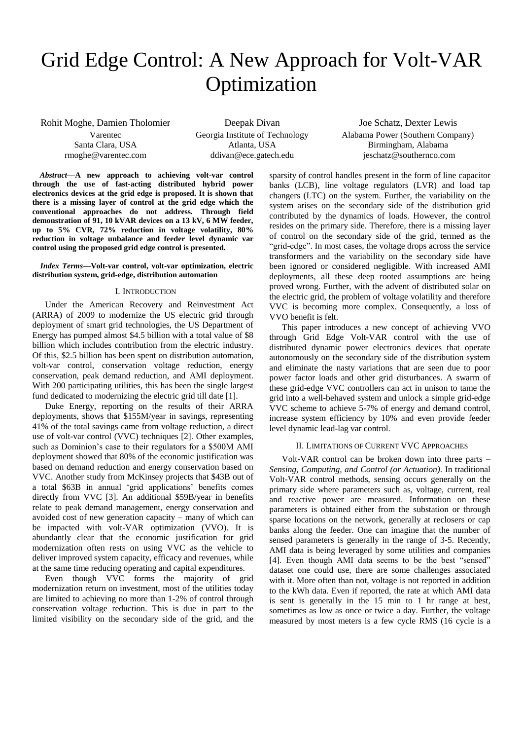# Grid Edge Control: A New Approach for Volt-VAR Optimization

Rohit Moghe, Damien Tholomier
Varentec
Santa Clara, USA
rmoghe@varentec.com

Deepak Divan
Georgia Institute of Technology
Atlanta, USA
ddivan@ece.gatech.edu

Joe Schatz, Dexter Lewis
Alabama Power (Southern Company)
Birmingham, Alabama
jeschatz@southernco.com

***Abstract*—A new approach to achieving volt-var control through the use of fast-acting distributed hybrid power electronics devices at the grid edge is proposed. It is shown that there is a missing layer of control at the grid edge which the conventional approaches do not address. Through field demonstration of 91, 10 kVAR devices on a 13 kV, 6 MW feeder, up to 5% CVR, 72% reduction in voltage volatility, 80% reduction in voltage unbalance and feeder level dynamic var control using the proposed grid edge control is presented.**

***Index Terms*—Volt-var control, volt-var optimization, electric distribution system, grid-edge, distribution automation**

## I. Introduction

Under the American Recovery and Reinvestment Act (ARRA) of 2009 to modernize the US electric grid through deployment of smart grid technologies, the US Department of Energy has pumped almost $4.5 billion with a total value of $8 billion which includes contribution from the electric industry. Of this, $2.5 billion has been spent on distribution automation, volt-var control, conservation voltage reduction, energy conservation, peak demand reduction, and AMI deployment. With 200 participating utilities, this has been the single largest fund dedicated to modernizing the electric grid till date [1].

Duke Energy, reporting on the results of their ARRA deployments, shows that $155M/year in savings, representing 41% of the total savings came from voltage reduction, a direct use of volt-var control (VVC) techniques [2]. Other examples, such as Dominion's case to their regulators for a $500M AMI deployment showed that 80% of the economic justification was based on demand reduction and energy conservation based on VVC. Another study from McKinsey projects that $43B out of a total $63B in annual 'grid applications' benefits comes directly from VVC [3]. An additional $59B/year in benefits relate to peak demand management, energy conservation and avoided cost of new generation capacity – many of which can be impacted with volt-VAR optimization (VVO). It is abundantly clear that the economic justification for grid modernization often rests on using VVC as the vehicle to deliver improved system capacity, efficacy and revenues, while at the same time reducing operating and capital expenditures.

Even though VVC forms the majority of grid modernization return on investment, most of the utilities today are limited to achieving no more than 1-2% of control through conservation voltage reduction. This is due in part to the limited visibility on the secondary side of the grid, and the sparsity of control handles present in the form of line capacitor banks (LCB), line voltage regulators (LVR) and load tap changers (LTC) on the system. Further, the variability on the system arises on the secondary side of the distribution grid contributed by the dynamics of loads. However, the control resides on the primary side. Therefore, there is a missing layer of control on the secondary side of the grid, termed as the "grid-edge". In most cases, the voltage drops across the service transformers and the variability on the secondary side have been ignored or considered negligible. With increased AMI deployments, all these deep rooted assumptions are being proved wrong. Further, with the advent of distributed solar on the electric grid, the problem of voltage volatility and therefore VVC is becoming more complex. Consequently, a loss of VVO benefit is felt.

This paper introduces a new concept of achieving VVO through Grid Edge Volt-VAR control with the use of distributed dynamic power electronics devices that operate autonomously on the secondary side of the distribution system and eliminate the nasty variations that are seen due to poor power factor loads and other grid disturbances. A swarm of these grid-edge VVC controllers can act in unison to tame the grid into a well-behaved system and unlock a simple grid-edge VVC scheme to achieve 5-7% of energy and demand control, increase system efficiency by 10% and even provide feeder level dynamic lead-lag var control.

## II. Limitations of Current VVC Approaches

Volt-VAR control can be broken down into three parts – *Sensing, Computing, and Control (or Actuation)*. In traditional Volt-VAR control methods, sensing occurs generally on the primary side where parameters such as, voltage, current, real and reactive power are measured. Information on these parameters is obtained either from the substation or through sparse locations on the network, generally at reclosers or cap banks along the feeder. One can imagine that the number of sensed parameters is generally in the range of 3-5. Recently, AMI data is being leveraged by some utilities and companies [4]. Even though AMI data seems to be the best "sensed" dataset one could use, there are some challenges associated with it. More often than not, voltage is not reported in addition to the kWh data. Even if reported, the rate at which AMI data is sent is generally in the 15 min to 1 hr range at best, sometimes as low as once or twice a day. Further, the voltage measured by most meters is a few cycle RMS (16 cycle is a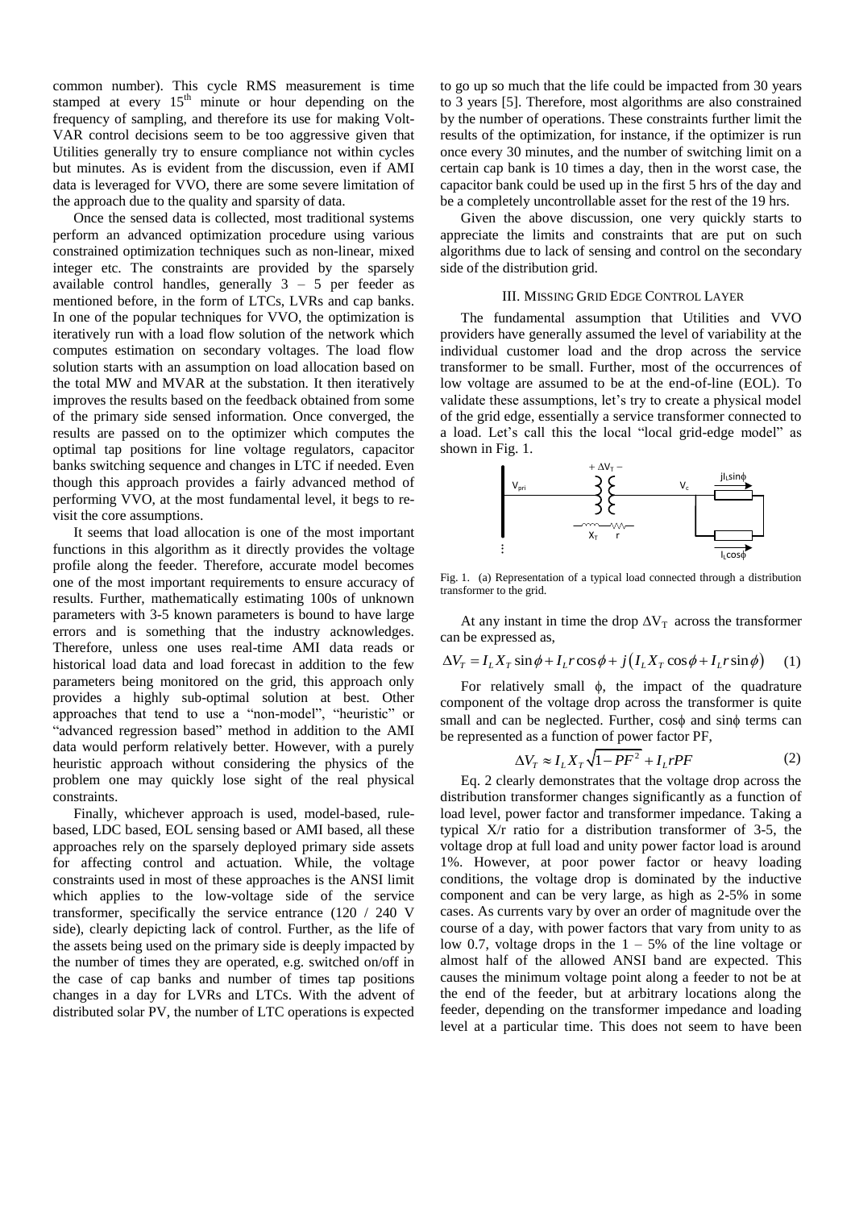common number). This cycle RMS measurement is time stamped at every 15th minute or hour depending on the frequency of sampling, and therefore its use for making Volt-VAR control decisions seem to be too aggressive given that Utilities generally try to ensure compliance not within cycles but minutes. As is evident from the discussion, even if AMI data is leveraged for VVO, there are some severe limitation of the approach due to the quality and sparsity of data.

Once the sensed data is collected, most traditional systems perform an advanced optimization procedure using various constrained optimization techniques such as non-linear, mixed integer etc. The constraints are provided by the sparsely available control handles, generally 3 – 5 per feeder as mentioned before, in the form of LTCs, LVRs and cap banks. In one of the popular techniques for VVO, the optimization is iteratively run with a load flow solution of the network which computes estimation on secondary voltages. The load flow solution starts with an assumption on load allocation based on the total MW and MVAR at the substation. It then iteratively improves the results based on the feedback obtained from some of the primary side sensed information. Once converged, the results are passed on to the optimizer which computes the optimal tap positions for line voltage regulators, capacitor banks switching sequence and changes in LTC if needed. Even though this approach provides a fairly advanced method of performing VVO, at the most fundamental level, it begs to re-visit the core assumptions.

It seems that load allocation is one of the most important functions in this algorithm as it directly provides the voltage profile along the feeder. Therefore, accurate model becomes one of the most important requirements to ensure accuracy of results. Further, mathematically estimating 100s of unknown parameters with 3-5 known parameters is bound to have large errors and is something that the industry acknowledges. Therefore, unless one uses real-time AMI data reads or historical load data and load forecast in addition to the few parameters being monitored on the grid, this approach only provides a highly sub-optimal solution at best. Other approaches that tend to use a "non-model", "heuristic" or "advanced regression based" method in addition to the AMI data would perform relatively better. However, with a purely heuristic approach without considering the physics of the problem one may quickly lose sight of the real physical constraints.

Finally, whichever approach is used, model-based, rule-based, LDC based, EOL sensing based or AMI based, all these approaches rely on the sparsely deployed primary side assets for affecting control and actuation. While, the voltage constraints used in most of these approaches is the ANSI limit which applies to the low-voltage side of the service transformer, specifically the service entrance (120 / 240 V side), clearly depicting lack of control. Further, as the life of the assets being used on the primary side is deeply impacted by the number of times they are operated, e.g. switched on/off in the case of cap banks and number of times tap positions changes in a day for LVRs and LTCs. With the advent of distributed solar PV, the number of LTC operations is expected to go up so much that the life could be impacted from 30 years to 3 years [5]. Therefore, most algorithms are also constrained by the number of operations. These constraints further limit the results of the optimization, for instance, if the optimizer is run once every 30 minutes, and the number of switching limit on a certain cap bank is 10 times a day, then in the worst case, the capacitor bank could be used up in the first 5 hrs of the day and be a completely uncontrollable asset for the rest of the 19 hrs.

Given the above discussion, one very quickly starts to appreciate the limits and constraints that are put on such algorithms due to lack of sensing and control on the secondary side of the distribution grid.

## III. Missing Grid Edge Control Layer

The fundamental assumption that Utilities and VVO providers have generally assumed the level of variability at the individual customer load and the drop across the service transformer to be small. Further, most of the occurrences of low voltage are assumed to be at the end-of-line (EOL). To validate these assumptions, let's try to create a physical model of the grid edge, essentially a service transformer connected to a load. Let's call this the local "local grid-edge model" as shown in Fig. 1.

+ $\Delta V_T$ –

$V_{pri}$

$V_c$

$jI_L\sin\phi$

$X_T$ r

$I_L\cos\phi$

Fig. 1. (a) Representation of a typical load connected through a distribution transformer to the grid.

At any instant in time the drop $\Delta V_T$ across the transformer can be expressed as,

$$\Delta V_T = I_L X_T \sin\phi + I_L r\cos\phi + j\left(I_L X_T \cos\phi + I_L r\sin\phi\right) \quad (1)$$

For relatively small $\phi$, the impact of the quadrature component of the voltage drop across the transformer is quite small and can be neglected. Further, $\cos\phi$ and $\sin\phi$ terms can be represented as a function of power factor PF,

$$\Delta V_T \approx I_L X_T \sqrt{1-PF^2} + I_L rPF \quad (2)$$

Eq. 2 clearly demonstrates that the voltage drop across the distribution transformer changes significantly as a function of load level, power factor and transformer impedance. Taking a typical X/r ratio for a distribution transformer of 3-5, the voltage drop at full load and unity power factor load is around 1%. However, at poor power factor or heavy loading conditions, the voltage drop is dominated by the inductive component and can be very large, as high as 2-5% in some cases. As currents vary by over an order of magnitude over the course of a day, with power factors that vary from unity to as low 0.7, voltage drops in the 1 – 5% of the line voltage or almost half of the allowed ANSI band are expected. This causes the minimum voltage point along a feeder to not be at the end of the feeder, but at arbitrary locations along the feeder, depending on the transformer impedance and loading level at a particular time. This does not seem to have been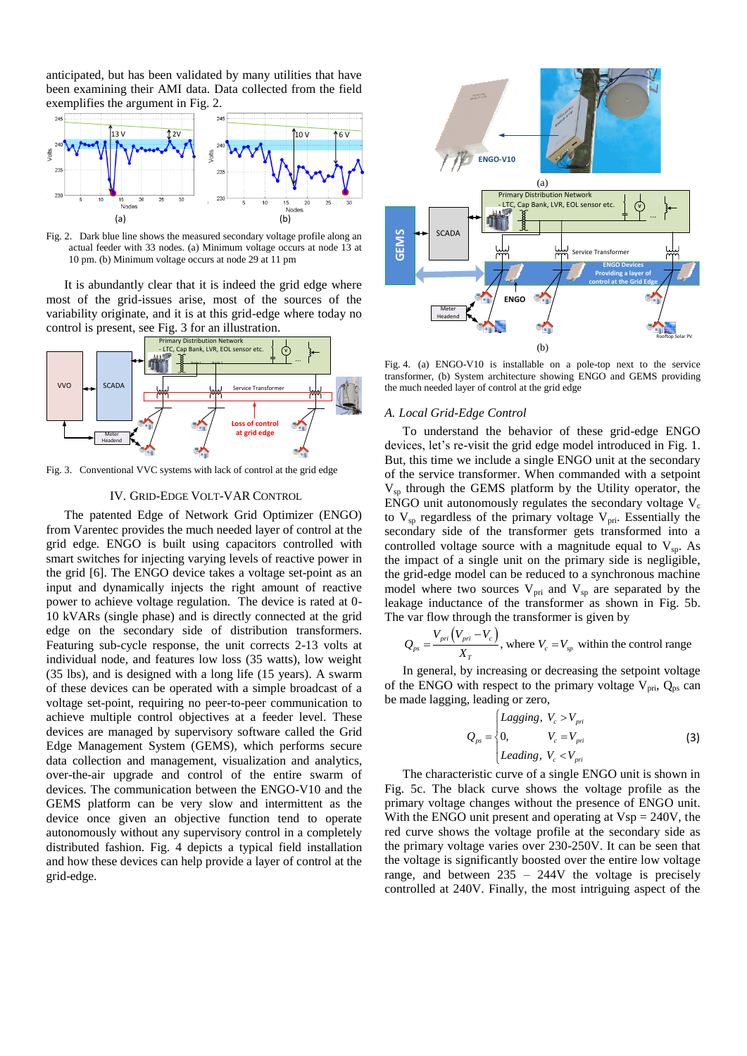anticipated, but has been validated by many utilities that have been examining their AMI data. Data collected from the field exemplifies the argument in Fig. 2.

Fig. 2. Dark blue line shows the measured secondary voltage profile along an actual feeder with 33 nodes. (a) Minimum voltage occurs at node 13 at 10 pm. (b) Minimum voltage occurs at node 29 at 11 pm

It is abundantly clear that it is indeed the grid edge where most of the grid-issues arise, most of the sources of the variability originate, and it is at this grid-edge where today no control is present, see Fig. 3 for an illustration.

Fig. 3. Conventional VVC systems with lack of control at the grid edge

## IV. Grid-Edge Volt-VAR Control

The patented Edge of Network Grid Optimizer (ENGO) from Varentec provides the much needed layer of control at the grid edge. ENGO is built using capacitors controlled with smart switches for injecting varying levels of reactive power in the grid [6]. The ENGO device takes a voltage set-point as an input and dynamically injects the right amount of reactive power to achieve voltage regulation. The device is rated at 0-10 kVARs (single phase) and is directly connected at the grid edge on the secondary side of distribution transformers. Featuring sub-cycle response, the unit corrects 2-13 volts at individual node, and features low loss (35 watts), low weight (35 lbs), and is designed with a long life (15 years). A swarm of these devices can be operated with a simple broadcast of a voltage set-point, requiring no peer-to-peer communication to achieve multiple control objectives at a feeder level. These devices are managed by supervisory software called the Grid Edge Management System (GEMS), which performs secure data collection and management, visualization and analytics, over-the-air upgrade and control of the entire swarm of devices. The communication between the ENGO-V10 and the GEMS platform can be very slow and intermittent as the device once given an objective function tend to operate autonomously without any supervisory control in a completely distributed fashion. Fig. 4 depicts a typical field installation and how these devices can help provide a layer of control at the grid-edge.

Fig. 4. (a) ENGO-V10 is installable on a pole-top next to the service transformer, (b) System architecture showing ENGO and GEMS providing the much needed layer of control at the grid edge

### A. Local Grid-Edge Control

To understand the behavior of these grid-edge ENGO devices, let's re-visit the grid edge model introduced in Fig. 1. But, this time we include a single ENGO unit at the secondary of the service transformer. When commanded with a setpoint $V_{sp}$ through the GEMS platform by the Utility operator, the ENGO unit autonomously regulates the secondary voltage $V_c$ to $V_{sp}$ regardless of the primary voltage $V_{pri}$. Essentially the secondary side of the transformer gets transformed into a controlled voltage source with a magnitude equal to $V_{sp}$. As the impact of a single unit on the primary side is negligible, the grid-edge model can be reduced to a synchronous machine model where two sources $V_{pri}$ and $V_{sp}$ are separated by the leakage inductance of the transformer as shown in Fig. 5b. The var flow through the transformer is given by

$$Q_{ps} = \frac{V_{pri}\left(V_{pri} - V_c\right)}{X_T}, \text{ where } V_c = V_{sp} \text{ within the control range}$$

In general, by increasing or decreasing the setpoint voltage of the ENGO with respect to the primary voltage $V_{pri}$, $Q_{ps}$ can be made lagging, leading or zero,

$$Q_{ps} = \begin{cases} Lagging, & V_c > V_{pri} \\ 0, & V_c = V_{pri} \\ Leading, & V_c < V_{pri} \end{cases} \tag{3}$$

The characteristic curve of a single ENGO unit is shown in Fig. 5c. The black curve shows the voltage profile as the primary voltage changes without the presence of ENGO unit. With the ENGO unit present and operating at Vsp = 240V, the red curve shows the voltage profile at the secondary side as the primary voltage varies over 230-250V. It can be seen that the voltage is significantly boosted over the entire low voltage range, and between 235 – 244V the voltage is precisely controlled at 240V. Finally, the most intriguing aspect of the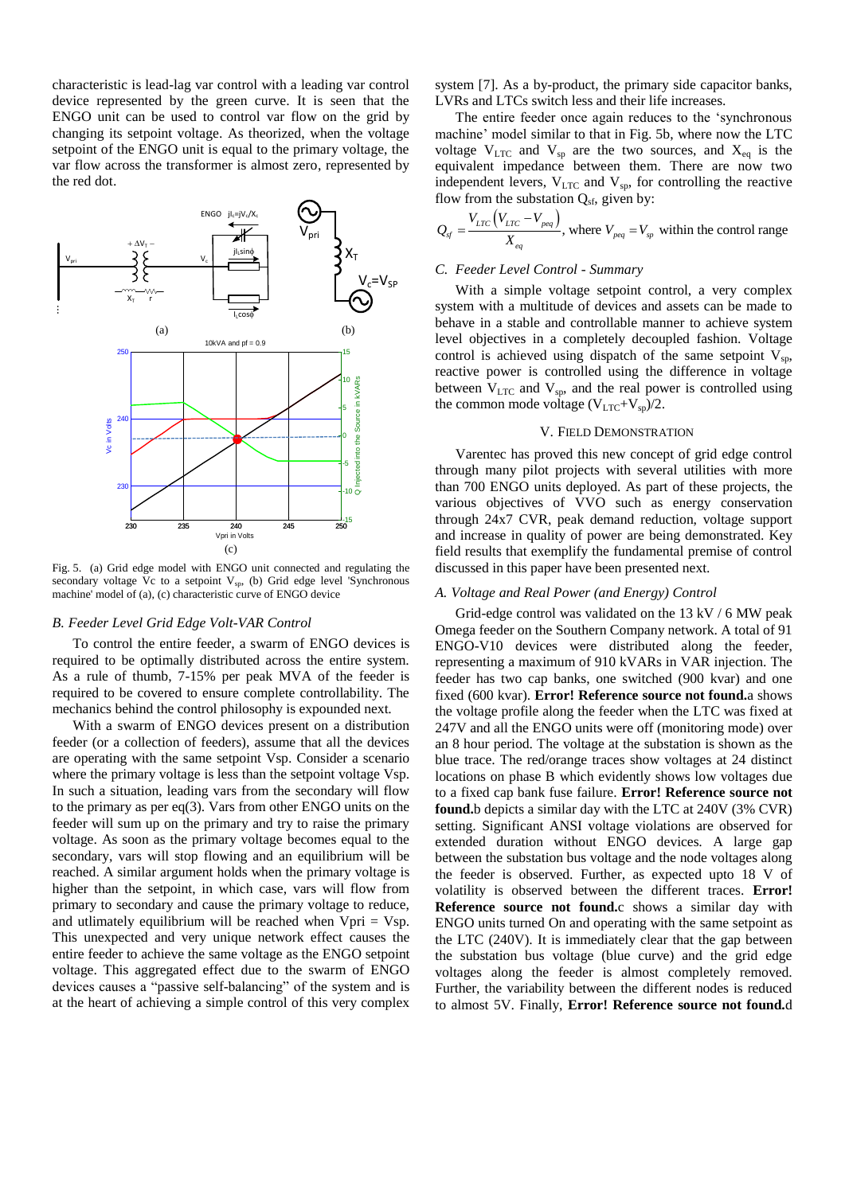characteristic is lead-lag var control with a leading var control device represented by the green curve. It is seen that the ENGO unit can be used to control var flow on the grid by changing its setpoint voltage. As theorized, when the voltage setpoint of the ENGO unit is equal to the primary voltage, the var flow across the transformer is almost zero, represented by the red dot.

ENGO $jI_c=jV_c/X_c$

$+\ \Delta V_T\ -$

$V_{pri}$

$V_c$

$jI_L\sin\phi$

$I_L\cos\phi$

$X_T$

$r$

(a)

$V_{pri}$

$X_T$

$V_c=V_{SP}$

(b)

10kVA and pf = 0.9

Vc in Volts

Q Injected into the Source in kVARs

Vpri in Volts

250

240

230

230

235

240

245

250

15

10

5

0

-5

-10

-15

(c)

Fig. 5. (a) Grid edge model with ENGO unit connected and regulating the secondary voltage Vc to a setpoint $V_{sp}$, (b) Grid edge level 'Synchronous machine' model of (a), (c) characteristic curve of ENGO device

### *B. Feeder Level Grid Edge Volt-VAR Control*

To control the entire feeder, a swarm of ENGO devices is required to be optimally distributed across the entire system. As a rule of thumb, 7-15% per peak MVA of the feeder is required to be covered to ensure complete controllability. The mechanics behind the control philosophy is expounded next.

With a swarm of ENGO devices present on a distribution feeder (or a collection of feeders), assume that all the devices are operating with the same setpoint Vsp. Consider a scenario where the primary voltage is less than the setpoint voltage Vsp. In such a situation, leading vars from the secondary will flow to the primary as per eq(3). Vars from other ENGO units on the feeder will sum up on the primary and try to raise the primary voltage. As soon as the primary voltage becomes equal to the secondary, vars will stop flowing and an equilibrium will be reached. A similar argument holds when the primary voltage is higher than the setpoint, in which case, vars will flow from primary to secondary and cause the primary voltage to reduce, and utlimately equilibrium will be reached when Vpri = Vsp. This unexpected and very unique network effect causes the entire feeder to achieve the same voltage as the ENGO setpoint voltage. This aggregated effect due to the swarm of ENGO devices causes a "passive self-balancing" of the system and is at the heart of achieving a simple control of this very complex system [7]. As a by-product, the primary side capacitor banks, LVRs and LTCs switch less and their life increases.

The entire feeder once again reduces to the 'synchronous machine' model similar to that in Fig. 5b, where now the LTC voltage $V_{LTC}$ and $V_{sp}$ are the two sources, and $X_{eq}$ is the equivalent impedance between them. There are now two independent levers, $V_{LTC}$ and $V_{sp}$, for controlling the reactive flow from the substation $Q_{sf}$, given by:

$$Q_{sf} = \frac{V_{LTC}\left(V_{LTC} - V_{peq}\right)}{X_{eq}}, \text{ where } V_{peq} = V_{sp} \text{ within the control range}$$

### *C. Feeder Level Control - Summary*

With a simple voltage setpoint control, a very complex system with a multitude of devices and assets can be made to behave in a stable and controllable manner to achieve system level objectives in a completely decoupled fashion. Voltage control is achieved using dispatch of the same setpoint $V_{sp}$, reactive power is controlled using the difference in voltage between $V_{LTC}$ and $V_{sp}$, and the real power is controlled using the common mode voltage $(V_{LTC}+V_{sp})/2$.

## V. Field Demonstration

Varentec has proved this new concept of grid edge control through many pilot projects with several utilities with more than 700 ENGO units deployed. As part of these projects, the various objectives of VVO such as energy conservation through 24x7 CVR, peak demand reduction, voltage support and increase in quality of power are being demonstrated. Key field results that exemplify the fundamental premise of control discussed in this paper have been presented next.

### *A. Voltage and Real Power (and Energy) Control*

Grid-edge control was validated on the 13 kV / 6 MW peak Omega feeder on the Southern Company network. A total of 91 ENGO-V10 devices were distributed along the feeder, representing a maximum of 910 kVARs in VAR injection. The feeder has two cap banks, one switched (900 kvar) and one fixed (600 kvar). **Error! Reference source not found.**a shows the voltage profile along the feeder when the LTC was fixed at 247V and all the ENGO units were off (monitoring mode) over an 8 hour period. The voltage at the substation is shown as the blue trace. The red/orange traces show voltages at 24 distinct locations on phase B which evidently shows low voltages due to a fixed cap bank fuse failure. **Error! Reference source not found.**b depicts a similar day with the LTC at 240V (3% CVR) setting. Significant ANSI voltage violations are observed for extended duration without ENGO devices. A large gap between the substation bus voltage and the node voltages along the feeder is observed. Further, as expected upto 18 V of volatility is observed between the different traces. **Error! Reference source not found.**c shows a similar day with ENGO units turned On and operating with the same setpoint as the LTC (240V). It is immediately clear that the gap between the substation bus voltage (blue curve) and the grid edge voltages along the feeder is almost completely removed. Further, the variability between the different nodes is reduced to almost 5V. Finally, **Error! Reference source not found.**d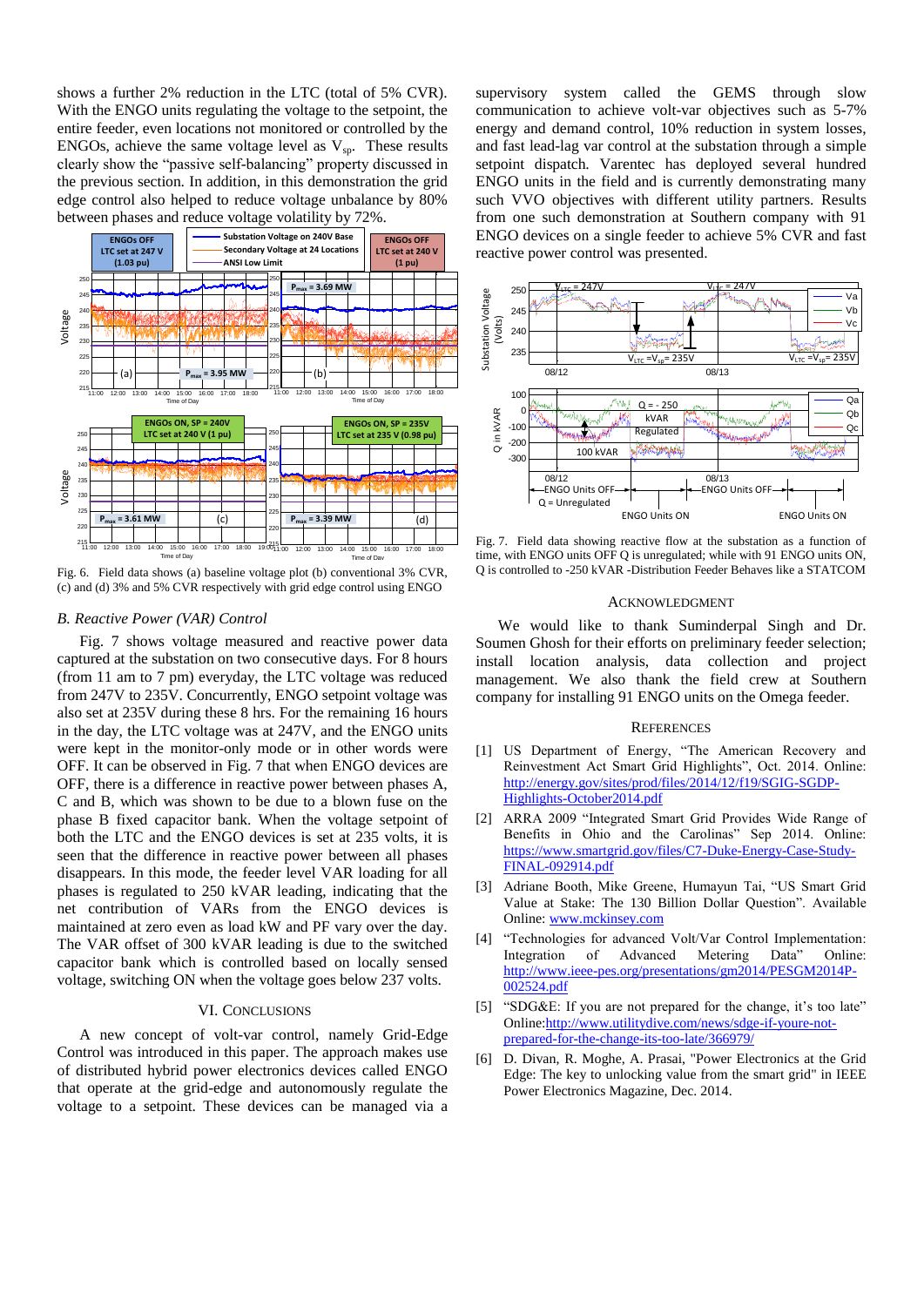shows a further 2% reduction in the LTC (total of 5% CVR). With the ENGO units regulating the voltage to the setpoint, the entire feeder, even locations not monitored or controlled by the ENGOs, achieve the same voltage level as $V_{sp}$. These results clearly show the "passive self-balancing" property discussed in the previous section. In addition, in this demonstration the grid edge control also helped to reduce voltage unbalance by 80% between phases and reduce voltage volatility by 72%.

ENGOs OFF
LTC set at 247 V
(1.03 pu)
Substation Voltage on 240V Base
Secondary Voltage at 24 Locations
ANSI Low Limit
ENGOs OFF
LTC set at 240 V
(1 pu)
$P_{max}$ = 3.69 MW
$P_{max}$ = 3.95 MW
(a)
(b)
ENGOs ON, SP = 240V
LTC set at 240 V (1 pu)
ENGOs ON, SP = 235V
LTC set at 235 V (0.98 pu)
$P_{max}$ = 3.61 MW
(c)
$P_{max}$ = 3.39 MW
(d)
Voltage
Time of Day

Fig. 6. Field data shows (a) baseline voltage plot (b) conventional 3% CVR, (c) and (d) 3% and 5% CVR respectively with grid edge control using ENGO

### B. Reactive Power (VAR) Control

Fig. 7 shows voltage measured and reactive power data captured at the substation on two consecutive days. For 8 hours (from 11 am to 7 pm) everyday, the LTC voltage was reduced from 247V to 235V. Concurrently, ENGO setpoint voltage was also set at 235V during these 8 hrs. For the remaining 16 hours in the day, the LTC voltage was at 247V, and the ENGO units were kept in the monitor-only mode or in other words were OFF. It can be observed in Fig. 7 that when ENGO devices are OFF, there is a difference in reactive power between phases A, C and B, which was shown to be due to a blown fuse on the phase B fixed capacitor bank. When the voltage setpoint of both the LTC and the ENGO devices is set at 235 volts, it is seen that the difference in reactive power between all phases disappears. In this mode, the feeder level VAR loading for all phases is regulated to 250 kVAR leading, indicating that the net contribution of VARs from the ENGO devices is maintained at zero even as load kW and PF vary over the day. The VAR offset of 300 kVAR leading is due to the switched capacitor bank which is controlled based on locally sensed voltage, switching ON when the voltage goes below 237 volts.

## VI. Conclusions

A new concept of volt-var control, namely Grid-Edge Control was introduced in this paper. The approach makes use of distributed hybrid power electronics devices called ENGO that operate at the grid-edge and autonomously regulate the voltage to a setpoint. These devices can be managed via a supervisory system called the GEMS through slow communication to achieve volt-var objectives such as 5-7% energy and demand control, 10% reduction in system losses, and fast lead-lag var control at the substation through a simple setpoint dispatch. Varentec has deployed several hundred ENGO units in the field and is currently demonstrating many such VVO objectives with different utility partners. Results from one such demonstration at Southern company with 91 ENGO devices on a single feeder to achieve 5% CVR and fast reactive power control was presented.

$V_{LTC}$ = 247V
$V_{LTC}$ = 247V
$V_{LTC}$ = $V_{sp}$ = 235V
$V_{LTC}$ = $V_{sp}$ = 235V
Substation Voltage (Volts)
Va
Vb
Vc
08/12
08/13
Q in kVAR
Q = - 250 kVAR Regulated
100 kVAR
Qa
Qb
Qc
ENGO Units OFF
Q = Unregulated
ENGO Units OFF
ENGO Units ON
ENGO Units ON

Fig. 7. Field data showing reactive flow at the substation as a function of time, with ENGO units OFF Q is unregulated; while with 91 ENGO units ON, Q is controlled to -250 kVAR -Distribution Feeder Behaves like a STATCOM

## Acknowledgment

We would like to thank Suminderpal Singh and Dr. Soumen Ghosh for their efforts on preliminary feeder selection; install location analysis, data collection and project management. We also thank the field crew at Southern company for installing 91 ENGO units on the Omega feeder.

## References

[1] US Department of Energy, "The American Recovery and Reinvestment Act Smart Grid Highlights", Oct. 2014. Online: http://energy.gov/sites/prod/files/2014/12/f19/SGIG-SGDP-Highlights-October2014.pdf

[2] ARRA 2009 "Integrated Smart Grid Provides Wide Range of Benefits in Ohio and the Carolinas" Sep 2014. Online: https://www.smartgrid.gov/files/C7-Duke-Energy-Case-Study-FINAL-092914.pdf

[3] Adriane Booth, Mike Greene, Humayun Tai, "US Smart Grid Value at Stake: The 130 Billion Dollar Question". Available Online: www.mckinsey.com

[4] "Technologies for advanced Volt/Var Control Implementation: Integration of Advanced Metering Data" Online: http://www.ieee-pes.org/presentations/gm2014/PESGM2014P-002524.pdf

[5] "SDG&E: If you are not prepared for the change, it's too late" Online:http://www.utilitydive.com/news/sdge-if-youre-not-prepared-for-the-change-its-too-late/366979/

[6] D. Divan, R. Moghe, A. Prasai, "Power Electronics at the Grid Edge: The key to unlocking value from the smart grid" in IEEE Power Electronics Magazine, Dec. 2014.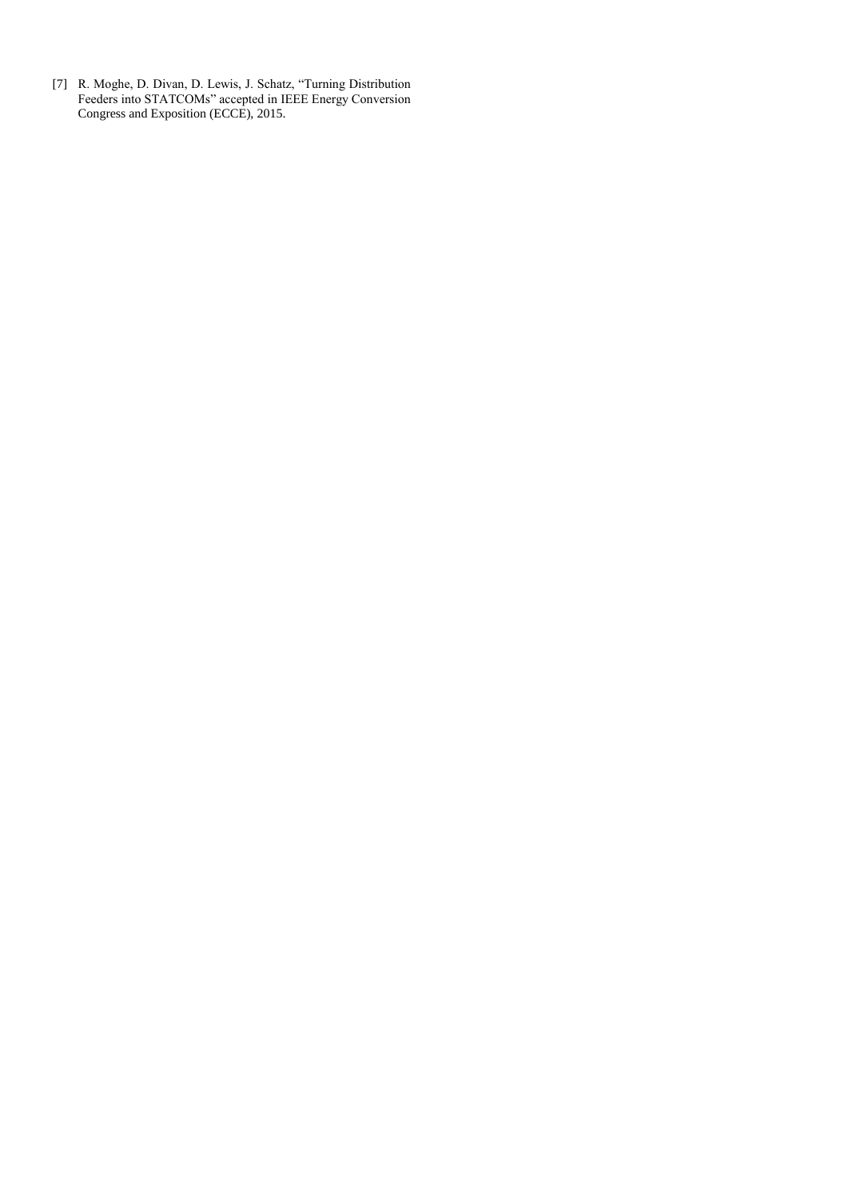[7] R. Moghe, D. Divan, D. Lewis, J. Schatz, "Turning Distribution Feeders into STATCOMs" accepted in IEEE Energy Conversion Congress and Exposition (ECCE), 2015.